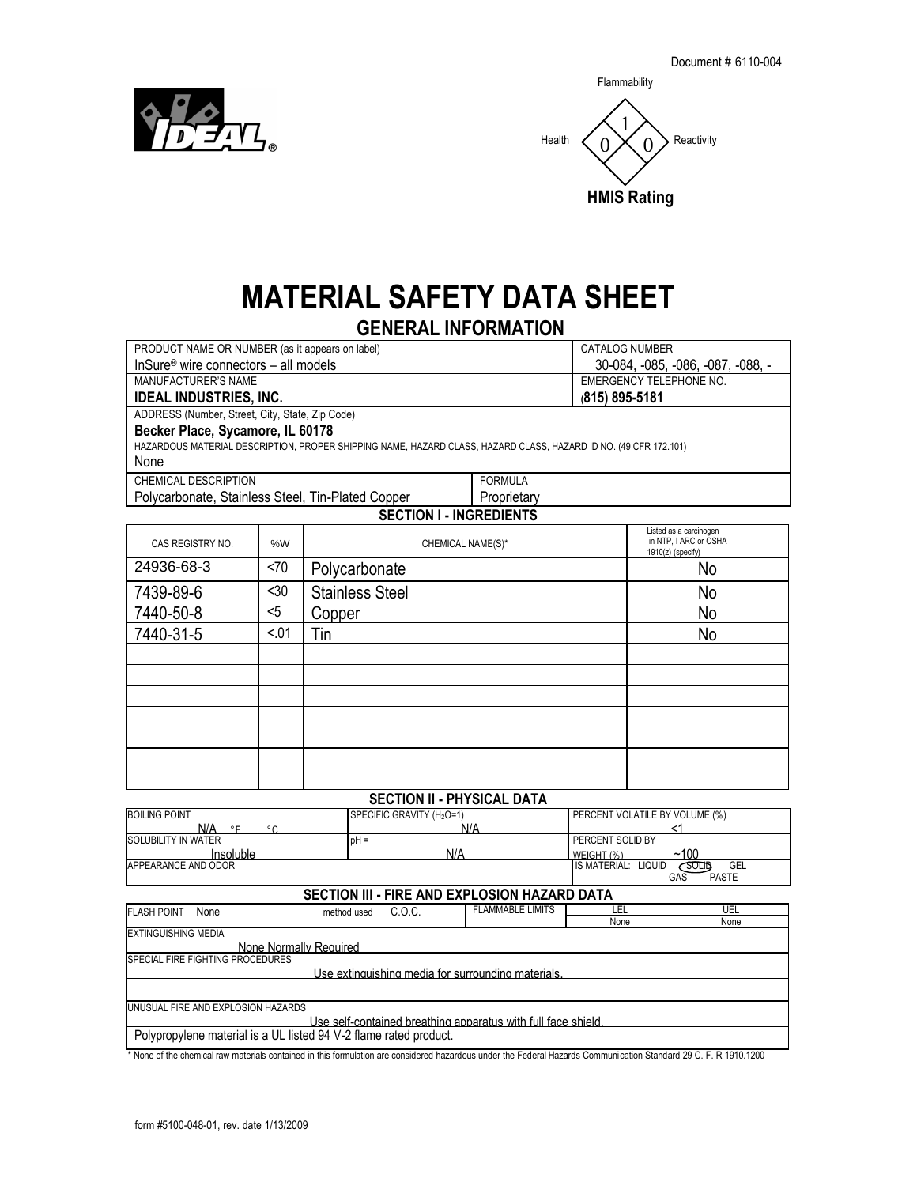Document # 6110-004

Flammability: 1
Health: 0
Reactivity: 0

**HMIS Rating**

# MATERIAL SAFETY DATA SHEET

## GENERAL INFORMATION

| PRODUCT NAME OR NUMBER (as it appears on label) | | CATALOG NUMBER |
|---|---|---|
| InSure® wire connectors – all models | | 30-084, -085, -086, -087, -088, - |
| MANUFACTURER'S NAME | | EMERGENCY TELEPHONE NO. |
| **IDEAL INDUSTRIES, INC.** | | **(815) 895-5181** |
| ADDRESS (Number, Street, City, State, Zip Code) | | |
| **Becker Place, Sycamore, IL 60178** | | |
| HAZARDOUS MATERIAL DESCRIPTION, PROPER SHIPPING NAME, HAZARD CLASS, HAZARD CLASS, HAZARD ID NO. (49 CFR 172.101) | | |
| None | | |
| CHEMICAL DESCRIPTION | FORMULA | |
| Polycarbonate, Stainless Steel, Tin-Plated Copper | Proprietary | |

## SECTION I - INGREDIENTS

| CAS REGISTRY NO. | %W | CHEMICAL NAME(S)* | Listed as a carcinogen in NTP, I ARC or OSHA 1910(z) (specify) |
|---|---|---|---|
| 24936-68-3 | <70 | Polycarbonate | No |
| 7439-89-6 | <30 | Stainless Steel | No |
| 7440-50-8 | <5 | Copper | No |
| 7440-31-5 | <.01 | Tin | No |
| | | | |
| | | | |
| | | | |
| | | | |
| | | | |
| | | | |
| | | | |

## SECTION II - PHYSICAL DATA

| BOILING POINT | SPECIFIC GRAVITY ($H_2O$=1) | PERCENT VOLATILE BY VOLUME (%) |
|---|---|---|
| N/A °F °C | N/A | <1 |
| SOLUBILITY IN WATER | pH = | PERCENT SOLID BY WEIGHT (%) |
| Insoluble | N/A | ~100 |
| APPEARANCE AND ODOR | | IS MATERIAL: LIQUID (SOLID) GEL GAS PASTE |

## SECTION III - FIRE AND EXPLOSION HAZARD DATA

| FLASH POINT | method used | FLAMMABLE LIMITS | LEL | UEL |
|---|---|---|---|---|
| None | C.O.C. | | None | None |

EXTINGUISHING MEDIA
None Normally Required

SPECIAL FIRE FIGHTING PROCEDURES
Use extinguishing media for surrounding materials.

UNUSUAL FIRE AND EXPLOSION HAZARDS
Use self-contained breathing apparatus with full face shield.

Polypropylene material is a UL listed 94 V-2 flame rated product.

\* None of the chemical raw materials contained in this formulation are considered hazardous under the Federal Hazards Communication Standard 29 C. F. R 1910.1200

form #5100-048-01, rev. date 1/13/2009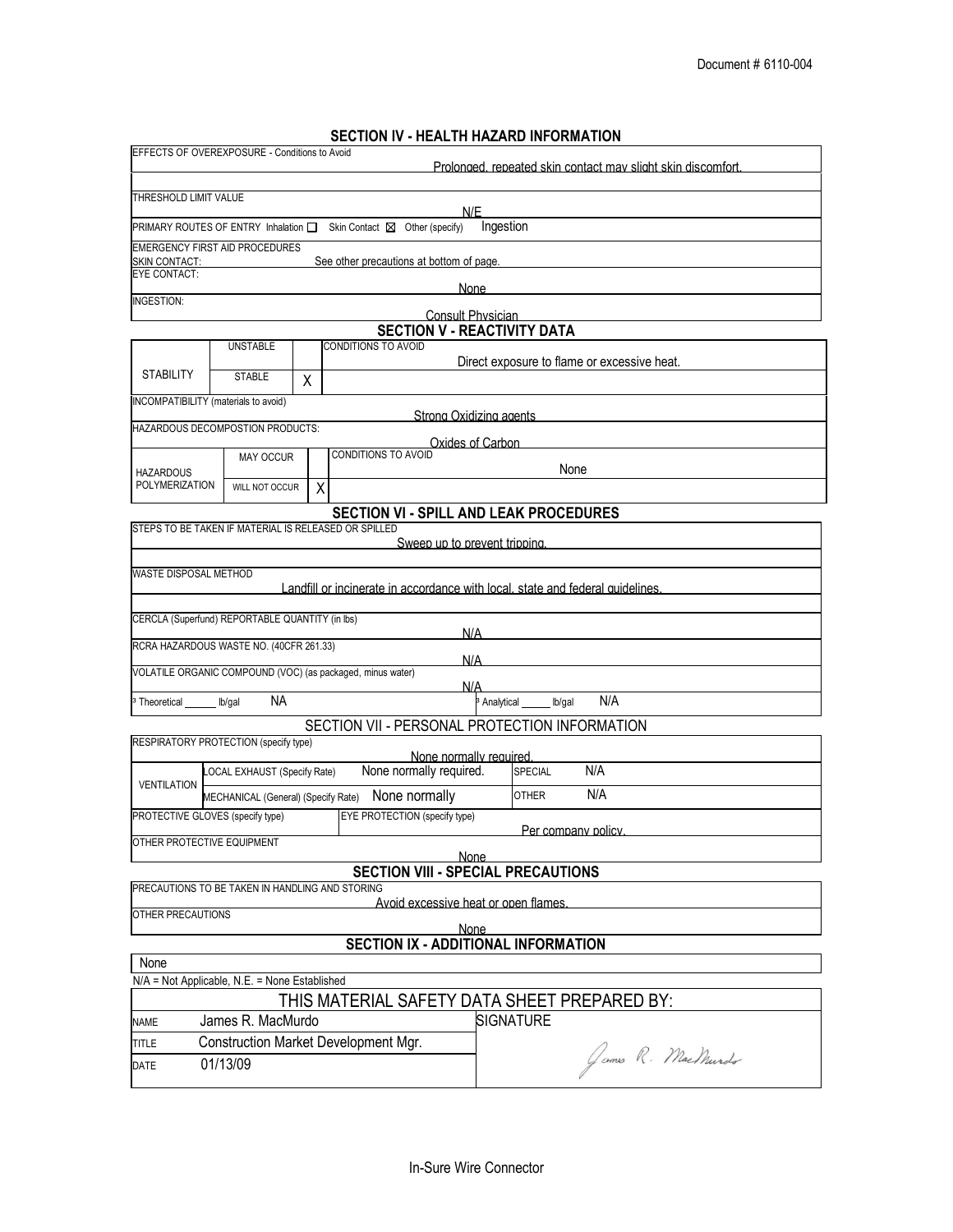Document # 6110-004

## SECTION IV - HEALTH HAZARD INFORMATION

| | |
|---|---|
| EFFECTS OF OVEREXPOSURE - Conditions to Avoid | Prolonged, repeated skin contact may slight skin discomfort. |
| THRESHOLD LIMIT VALUE | N/E |
| PRIMARY ROUTES OF ENTRY Inhalation ☐ Skin Contact ☒ Other (specify) | Ingestion |
| EMERGENCY FIRST AID PROCEDURES SKIN CONTACT: | See other precautions at bottom of page. |
| EYE CONTACT: | None |
| INGESTION: | Consult Physician |

## SECTION V - REACTIVITY DATA

| | | | |
|---|---|---|---|
| STABILITY | UNSTABLE | | CONDITIONS TO AVOID: Direct exposure to flame or excessive heat. |
| | STABLE | X | |
| INCOMPATIBILITY (materials to avoid) | Strong Oxidizing agents | | |
| HAZARDOUS DECOMPOSTION PRODUCTS: | Oxides of Carbon | | |
| HAZARDOUS POLYMERIZATION | MAY OCCUR | | CONDITIONS TO AVOID: None |
| | WILL NOT OCCUR | X | |

## SECTION VI - SPILL AND LEAK PROCEDURES

| | |
|---|---|
| STEPS TO BE TAKEN IF MATERIAL IS RELEASED OR SPILLED | Sweep up to prevent tripping. |
| WASTE DISPOSAL METHOD | Landfill or incinerate in accordance with local, state and federal guidelines. |
| CERCLA (Superfund) REPORTABLE QUANTITY (in lbs) | N/A |
| RCRA HAZARDOUS WASTE NO. (40CFR 261.33) | N/A |
| VOLATILE ORGANIC COMPOUND (VOC) (as packaged, minus water) | N/A |
| [3] Theoretical ______ lb/gal NA | [3] Analytical ______ lb/gal N/A |

## SECTION VII - PERSONAL PROTECTION INFORMATION

| | | | | |
|---|---|---|---|---|
| RESPIRATORY PROTECTION (specify type) | | None normally required. | | |
| VENTILATION | LOCAL EXHAUST (Specify Rate) | None normally required. | SPECIAL | N/A |
| | MECHANICAL (General) (Specify Rate) | None normally | OTHER | N/A |
| PROTECTIVE GLOVES (specify type) | | EYE PROTECTION (specify type) | Per company policy. | |
| OTHER PROTECTIVE EQUIPMENT | | None | | |

## SECTION VIII - SPECIAL PRECAUTIONS

| | |
|---|---|
| PRECAUTIONS TO BE TAKEN IN HANDLING AND STORING | Avoid excessive heat or open flames. |
| OTHER PRECAUTIONS | None |

## SECTION IX - ADDITIONAL INFORMATION

None

N/A = Not Applicable, N.E. = None Established

### THIS MATERIAL SAFETY DATA SHEET PREPARED BY:

| | | |
|---|---|---|
| NAME | James R. MacMurdo | SIGNATURE |
| TITLE | Construction Market Development Mgr. | James R. MacMurdo |
| DATE | 01/13/09 | |

In-Sure Wire Connector